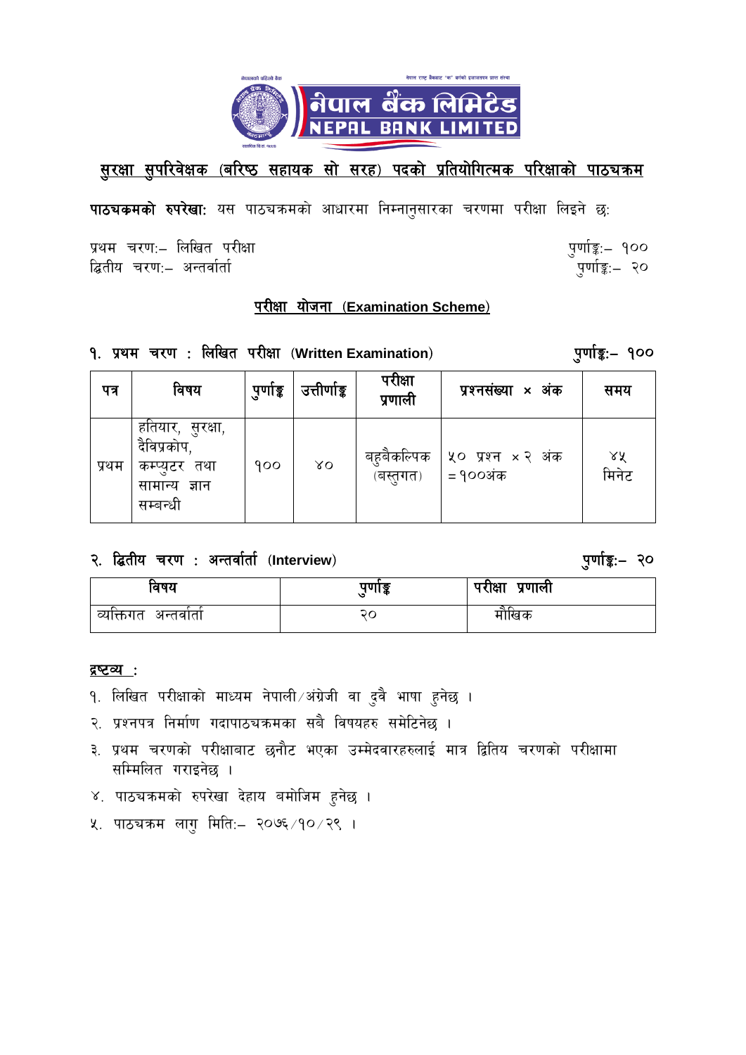# सुरक्षा सुपरिवेक्षक (बरिष्ठ सहायक सो सरह) पदको प्रतियोगित्मक परिक्षाको पाठ्यक्रम

**पाठ्यक्रमको रुपरेखा:** यस पाठ्यक्रमको आधारमा निम्नानुसारका चरणमा परीक्षा लिइने छः

प्रथम चरणः– लिखित परीक्षा — पुर्णाङ्कः– १००
द्वितीय चरणः– अन्तर्वार्ता — पुर्णाङ्कः– २०

## परीक्षा योजना (Examination Scheme)

### १. प्रथम चरण : लिखित परीक्षा (Written Examination) — पुर्णाङ्कः– १००

| पत्र | विषय | पुर्णाङ्क | उत्तीर्णाङ्क | परीक्षा प्रणाली | प्रश्नसंख्या × अंक | समय |
|---|---|---|---|---|---|---|
| प्रथम | हतियार, सुरक्षा, दैविप्रकोप, कम्प्युटर तथा सामान्य ज्ञान सम्बन्धी | १०० | ४० | बहुबैकल्पिक (बस्तुगत) | ५० प्रश्न × २ अंक = १००अंक | ४५ मिनेट |

### २. द्वितीय चरण : अन्तर्वार्ता (Interview) — पुर्णाङ्कः– २०

| विषय | पुर्णाङ्क | परीक्षा प्रणाली |
|---|---|---|
| व्यक्तिगत अन्तर्वार्ता | २० | मौखिक |

**द्रष्टव्य :**

१. लिखित परीक्षाको माध्यम नेपाली/अंग्रेजी वा दुवै भाषा हुनेछ ।
२. प्रश्नपत्र निर्माण गदापाठ्यक्रमका सबै विषयहरु समेटिनेछ ।
३. प्रथम चरणको परीक्षाबाट छनौट भएका उम्मेदवारहरुलाई मात्र द्वितिय चरणको परीक्षामा सम्मिलित गराइनेछ ।
४. पाठ्यक्रमको रुपरेखा देहाय बमोजिम हुनेछ ।
५. पाठ्यक्रम लागु मितिः– २०७६/१०/२९ ।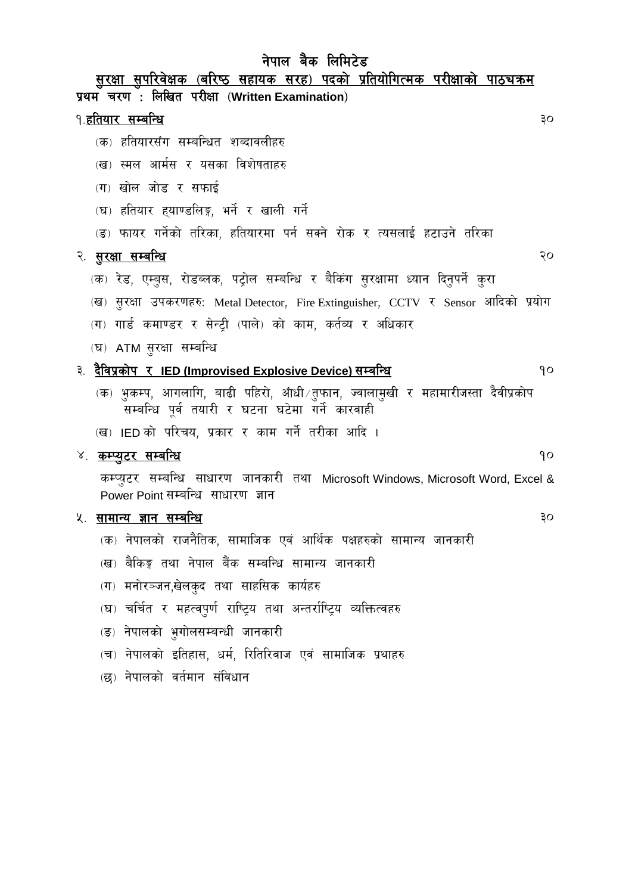# नेपाल बैंक लिमिटेड

## सुरक्षा सुपरिवेक्षक (बरिष्ठ सहायक सरह) पदको प्रतियोगित्मक परीक्षाको पाठ्यक्रम

**प्रथम चरण : लिखित परीक्षा (Written Examination)**

### १.हतियार सम्बन्धि ३०

(क) हतियारसँग सम्बन्धित शब्दावलीहरु

(ख) स्मल आर्मस र यसका विशेषताहरु

(ग) खोल जोड र सफाई

(घ) हतियार ह्याण्डलिङ्ग, भर्ने र खाली गर्ने

(ङ) फायर गर्नेको तरिका, हतियारमा पर्न सक्ने रोक र त्यसलाई हटाउने तरिका

### २. सुरक्षा सम्बन्धि २०

(क) रेड, एम्बुस, रोडब्लक, पट्रोल सम्बन्धि र बैकिंग सुरक्षामा ध्यान दिनुपर्ने कुरा

(ख) सुरक्षा उपकरणहरु: Metal Detector, Fire Extinguisher, CCTV र Sensor आदिको प्रयोग

(ग) गार्ड कमाण्डर र सेन्ट्री (पाले) को काम, कर्तव्य र अधिकार

(घ) ATM सुरक्षा सम्बन्धि

### ३. दैविप्रकोप र IED (Improvised Explosive Device) सम्बन्धि १०

(क) भुकम्प, आगलागि, बाढी पहिरो, आँधी/तुफान, ज्वालामुखी र महामारीजस्ता दैवीप्रकोप सम्बन्धि पूर्व तयारी र घटना घटेमा गर्ने कारवाही

(ख) IED को परिचय, प्रकार र काम गर्ने तरीका आदि ।

### ४. कम्प्युटर सम्बन्धि १०

कम्प्युटर सम्बन्धि साधारण जानकारी तथा Microsoft Windows, Microsoft Word, Excel & Power Point सम्बन्धि साधारण ज्ञान

### ५. सामान्य ज्ञान सम्बन्धि ३०

(क) नेपालको राजनैतिक, सामाजिक एवं आर्थिक पक्षहरुको सामान्य जानकारी

(ख) बैकिङ्ग तथा नेपाल बैंक सम्बन्धि सामान्य जानकारी

(ग) मनोरञ्जन,खेलकुद तथा साहसिक कार्यहरु

(घ) चर्चित र महत्वपुर्ण राष्ट्रिय तथा अन्तर्राष्ट्रिय व्यक्तित्वहरु

(ङ) नेपालको भुगोलसम्बन्धी जानकारी

(च) नेपालको इतिहास, धर्म, रितिरिवाज एवं सामाजिक प्रथाहरु

(छ) नेपालको वर्तमान संविधान